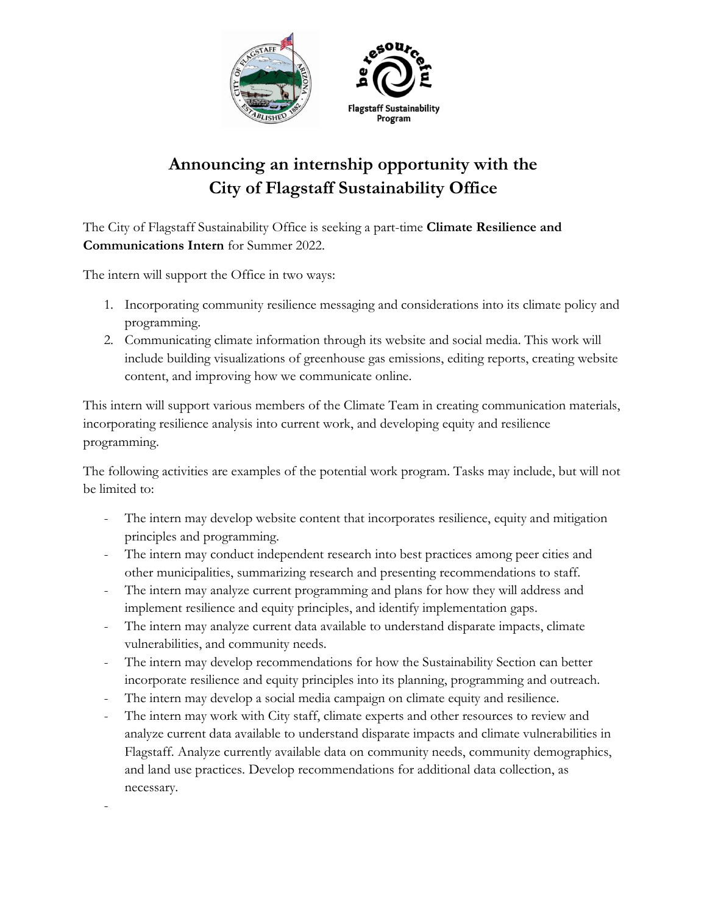# Announcing an internship opportunity with the City of Flagstaff Sustainability Office

The City of Flagstaff Sustainability Office is seeking a part-time **Climate Resilience and Communications Intern** for Summer 2022.

The intern will support the Office in two ways:

1. Incorporating community resilience messaging and considerations into its climate policy and programming.
2. Communicating climate information through its website and social media. This work will include building visualizations of greenhouse gas emissions, editing reports, creating website content, and improving how we communicate online.

This intern will support various members of the Climate Team in creating communication materials, incorporating resilience analysis into current work, and developing equity and resilience programming.

The following activities are examples of the potential work program. Tasks may include, but will not be limited to:

- The intern may develop website content that incorporates resilience, equity and mitigation principles and programming.
- The intern may conduct independent research into best practices among peer cities and other municipalities, summarizing research and presenting recommendations to staff.
- The intern may analyze current programming and plans for how they will address and implement resilience and equity principles, and identify implementation gaps.
- The intern may analyze current data available to understand disparate impacts, climate vulnerabilities, and community needs.
- The intern may develop recommendations for how the Sustainability Section can better incorporate resilience and equity principles into its planning, programming and outreach.
- The intern may develop a social media campaign on climate equity and resilience.
- The intern may work with City staff, climate experts and other resources to review and analyze current data available to understand disparate impacts and climate vulnerabilities in Flagstaff. Analyze currently available data on community needs, community demographics, and land use practices. Develop recommendations for additional data collection, as necessary.
-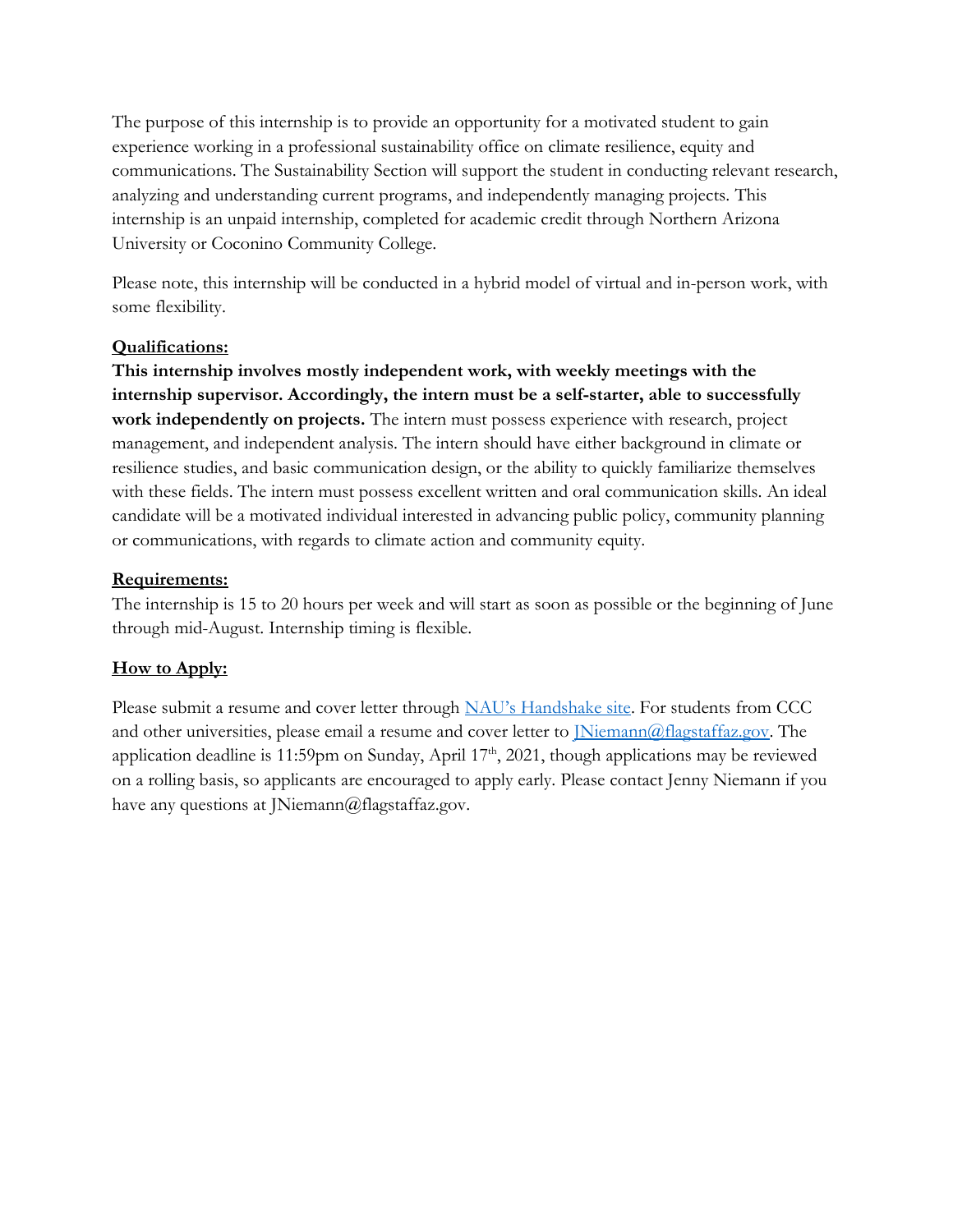The purpose of this internship is to provide an opportunity for a motivated student to gain experience working in a professional sustainability office on climate resilience, equity and communications. The Sustainability Section will support the student in conducting relevant research, analyzing and understanding current programs, and independently managing projects. This internship is an unpaid internship, completed for academic credit through Northern Arizona University or Coconino Community College.

Please note, this internship will be conducted in a hybrid model of virtual and in-person work, with some flexibility.

**Qualifications:**

**This internship involves mostly independent work, with weekly meetings with the internship supervisor. Accordingly, the intern must be a self-starter, able to successfully work independently on projects.** The intern must possess experience with research, project management, and independent analysis. The intern should have either background in climate or resilience studies, and basic communication design, or the ability to quickly familiarize themselves with these fields. The intern must possess excellent written and oral communication skills. An ideal candidate will be a motivated individual interested in advancing public policy, community planning or communications, with regards to climate action and community equity.

**Requirements:**

The internship is 15 to 20 hours per week and will start as soon as possible or the beginning of June through mid-August. Internship timing is flexible.

**How to Apply:**

Please submit a resume and cover letter through NAU's Handshake site. For students from CCC and other universities, please email a resume and cover letter to JNiemann@flagstaffaz.gov. The application deadline is 11:59pm on Sunday, April 17th, 2021, though applications may be reviewed on a rolling basis, so applicants are encouraged to apply early. Please contact Jenny Niemann if you have any questions at JNiemann@flagstaffaz.gov.